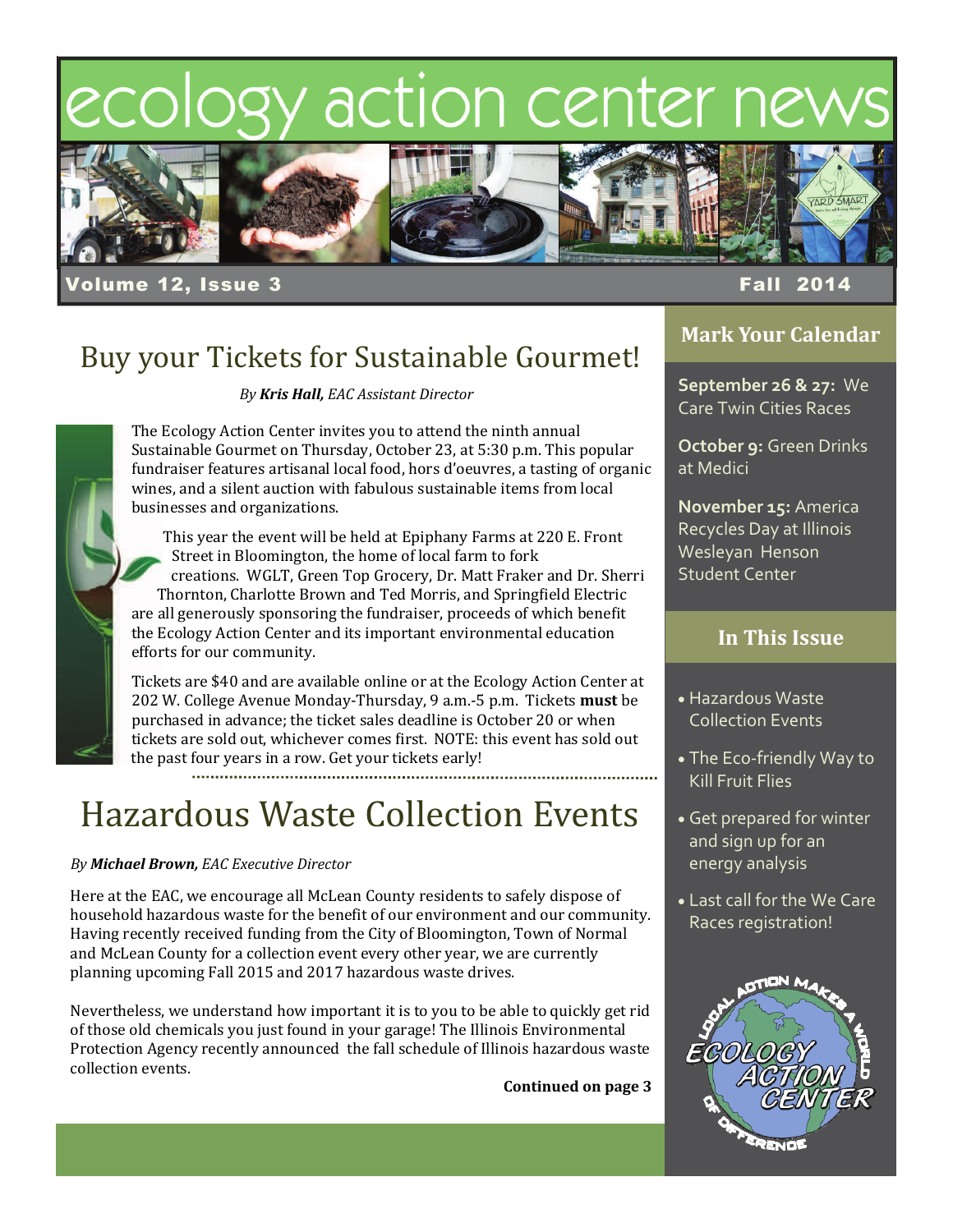# ecology action center news

**Volume 12, Issue 3** **Fall 2014**

## Buy your Tickets for Sustainable Gourmet!

*By **Kris Hall,** EAC Assistant Director*

The Ecology Action Center invites you to attend the ninth annual Sustainable Gourmet on Thursday, October 23, at 5:30 p.m. This popular fundraiser features artisanal local food, hors d'oeuvres, a tasting of organic wines, and a silent auction with fabulous sustainable items from local businesses and organizations.

This year the event will be held at Epiphany Farms at 220 E. Front Street in Bloomington, the home of local farm to fork creations. WGLT, Green Top Grocery, Dr. Matt Fraker and Dr. Sherri Thornton, Charlotte Brown and Ted Morris, and Springfield Electric are all generously sponsoring the fundraiser, proceeds of which benefit the Ecology Action Center and its important environmental education efforts for our community.

Tickets are $40 and are available online or at the Ecology Action Center at 202 W. College Avenue Monday-Thursday, 9 a.m.-5 p.m. Tickets **must** be purchased in advance; the ticket sales deadline is October 20 or when tickets are sold out, whichever comes first. NOTE: this event has sold out the past four years in a row. Get your tickets early!

## Hazardous Waste Collection Events

*By **Michael Brown,** EAC Executive Director*

Here at the EAC, we encourage all McLean County residents to safely dispose of household hazardous waste for the benefit of our environment and our community. Having recently received funding from the City of Bloomington, Town of Normal and McLean County for a collection event every other year, we are currently planning upcoming Fall 2015 and 2017 hazardous waste drives.

Nevertheless, we understand how important it is to you to be able to quickly get rid of those old chemicals you just found in your garage! The Illinois Environmental Protection Agency recently announced the fall schedule of Illinois hazardous waste collection events.

**Continued on page 3**

### Mark Your Calendar

**September 26 & 27:** We Care Twin Cities Races

**October 9:** Green Drinks at Medici

**November 15:** America Recycles Day at Illinois Wesleyan Henson Student Center

### In This Issue

- Hazardous Waste Collection Events
- The Eco-friendly Way to Kill Fruit Flies
- Get prepared for winter and sign up for an energy analysis
- Last call for the We Care Races registration!

Local Action Makes a World of Difference — Ecology Action Center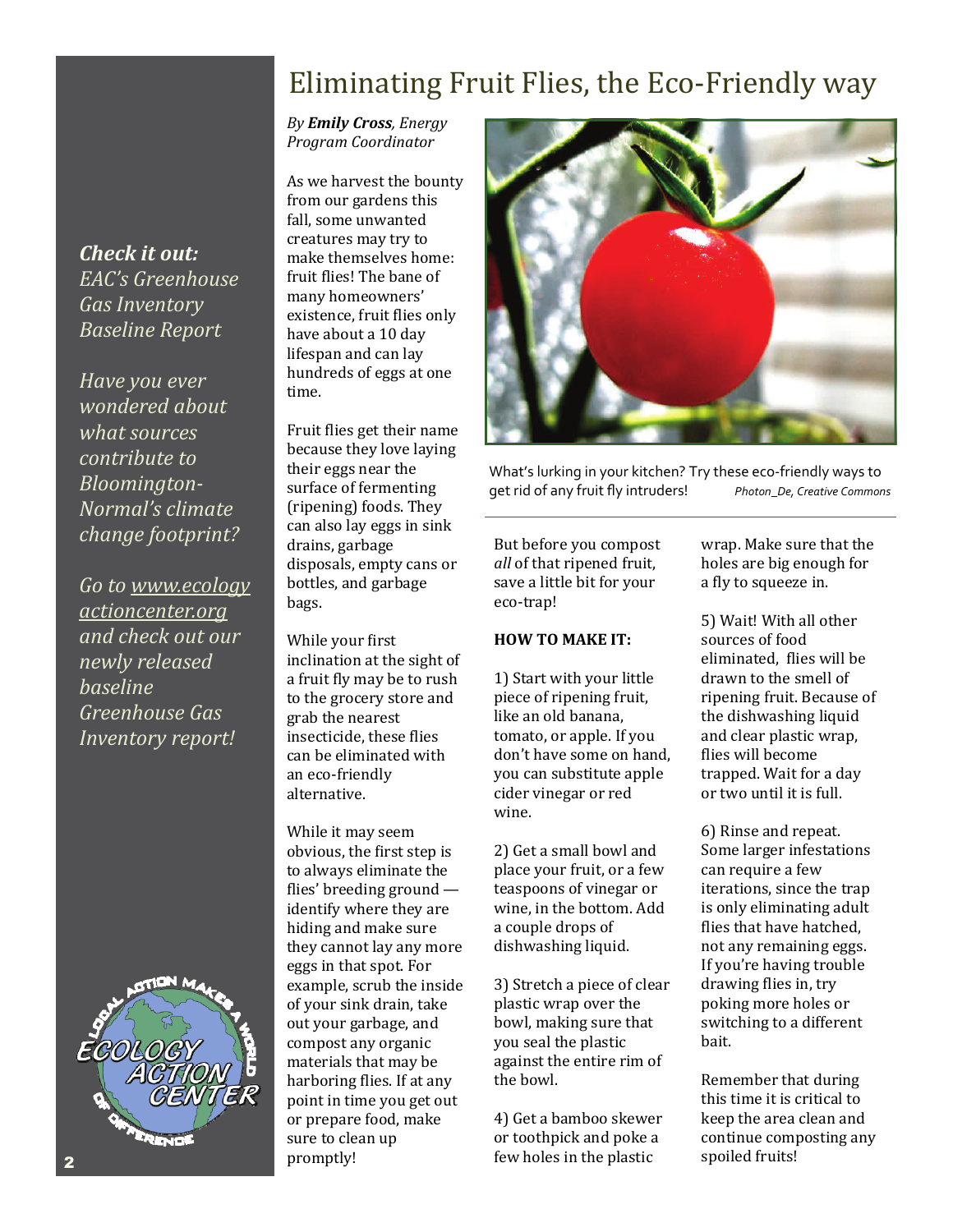# Eliminating Fruit Flies, the Eco-Friendly way

*By **Emily Cross**, Energy Program Coordinator*

As we harvest the bounty from our gardens this fall, some unwanted creatures may try to make themselves home: fruit flies! The bane of many homeowners' existence, fruit flies only have about a 10 day lifespan and can lay hundreds of eggs at one time.

Fruit flies get their name because they love laying their eggs near the surface of fermenting (ripening) foods. They can also lay eggs in sink drains, garbage disposals, empty cans or bottles, and garbage bags.

While your first inclination at the sight of a fruit fly may be to rush to the grocery store and grab the nearest insecticide, these flies can be eliminated with an eco-friendly alternative.

While it may seem obvious, the first step is to always eliminate the flies' breeding ground — identify where they are hiding and make sure they cannot lay any more eggs in that spot. For example, scrub the inside of your sink drain, take out your garbage, and compost any organic materials that may be harboring flies. If at any point in time you get out or prepare food, make sure to clean up promptly!

What's lurking in your kitchen? Try these eco-friendly ways to get rid of any fruit fly intruders! *Photon_De, Creative Commons*

But before you compost *all* of that ripened fruit, save a little bit for your eco-trap!

**HOW TO MAKE IT:**

1) Start with your little piece of ripening fruit, like an old banana, tomato, or apple. If you don't have some on hand, you can substitute apple cider vinegar or red wine.

2) Get a small bowl and place your fruit, or a few teaspoons of vinegar or wine, in the bottom. Add a couple drops of dishwashing liquid.

3) Stretch a piece of clear plastic wrap over the bowl, making sure that you seal the plastic against the entire rim of the bowl.

4) Get a bamboo skewer or toothpick and poke a few holes in the plastic wrap. Make sure that the holes are big enough for a fly to squeeze in.

5) Wait! With all other sources of food eliminated, flies will be drawn to the smell of ripening fruit. Because of the dishwashing liquid and clear plastic wrap, flies will become trapped. Wait for a day or two until it is full.

6) Rinse and repeat. Some larger infestations can require a few iterations, since the trap is only eliminating adult flies that have hatched, not any remaining eggs. If you're having trouble drawing flies in, try poking more holes or switching to a different bait.

Remember that during this time it is critical to keep the area clean and continue composting any spoiled fruits!

***Check it out:***
*EAC's Greenhouse Gas Inventory Baseline Report*

*Have you ever wondered about what sources contribute to Bloomington-Normal's climate change footprint?*

*Go to www.ecologyactioncenter.org and check out our newly released baseline Greenhouse Gas Inventory report!*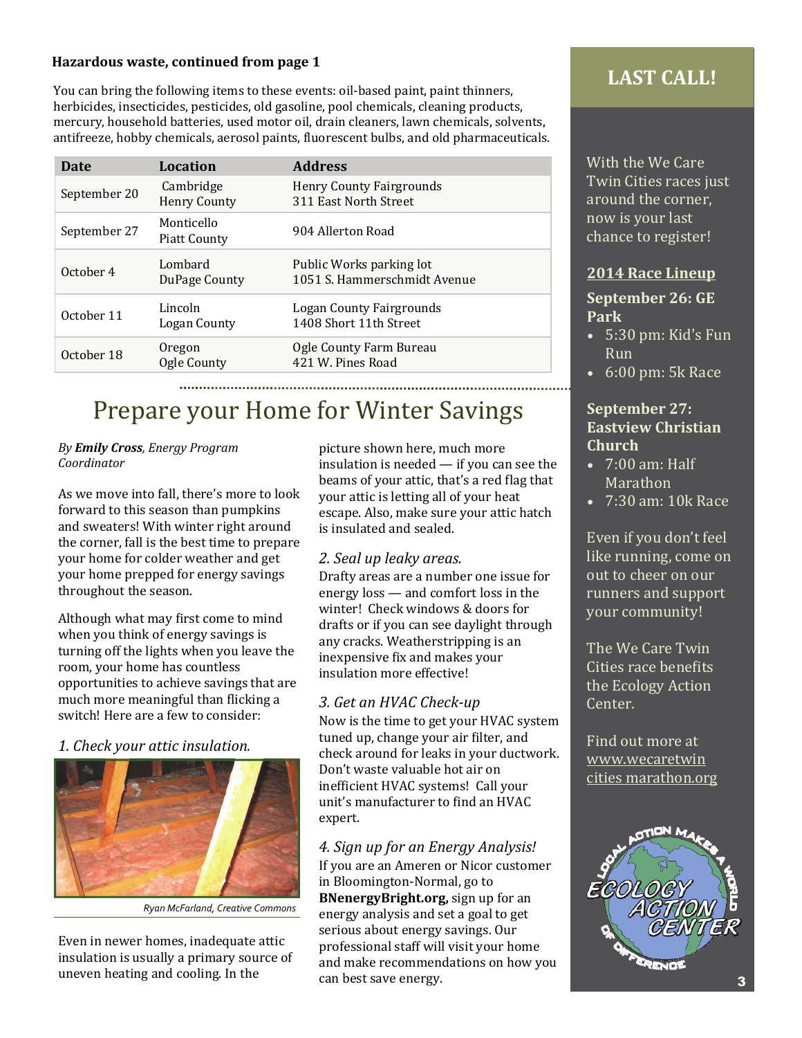**Hazardous waste, continued from page 1**

You can bring the following items to these events: oil-based paint, paint thinners, herbicides, insecticides, pesticides, old gasoline, pool chemicals, cleaning products, mercury, household batteries, used motor oil, drain cleaners, lawn chemicals, solvents, antifreeze, hobby chemicals, aerosol paints, fluorescent bulbs, and old pharmaceuticals.

| Date | Location | Address |
|---|---|---|
| September 20 | Cambridge<br>Henry County | Henry County Fairgrounds<br>311 East North Street |
| September 27 | Monticello<br>Piatt County | 904 Allerton Road |
| October 4 | Lombard<br>DuPage County | Public Works parking lot<br>1051 S. Hammerschmidt Avenue |
| October 11 | Lincoln<br>Logan County | Logan County Fairgrounds<br>1408 Short 11th Street |
| October 18 | Oregon<br>Ogle County | Ogle County Farm Bureau<br>421 W. Pines Road |

# Prepare your Home for Winter Savings

*By **Emily Cross**, Energy Program Coordinator*

As we move into fall, there's more to look forward to this season than pumpkins and sweaters! With winter right around the corner, fall is the best time to prepare your home for colder weather and get your home prepped for energy savings throughout the season.

Although what may first come to mind when you think of energy savings is turning off the lights when you leave the room, your home has countless opportunities to achieve savings that are much more meaningful than flicking a switch! Here are a few to consider:

### *1. Check your attic insulation.*

*Ryan McFarland, Creative Commons*

Even in newer homes, inadequate attic insulation is usually a primary source of uneven heating and cooling. In the picture shown here, much more insulation is needed — if you can see the beams of your attic, that's a red flag that your attic is letting all of your heat escape. Also, make sure your attic hatch is insulated and sealed.

### *2. Seal up leaky areas.*

Drafty areas are a number one issue for energy loss — and comfort loss in the winter! Check windows & doors for drafts or if you can see daylight through any cracks. Weatherstripping is an inexpensive fix and makes your insulation more effective!

### *3. Get an HVAC Check-up*

Now is the time to get your HVAC system tuned up, change your air filter, and check around for leaks in your ductwork. Don't waste valuable hot air on inefficient HVAC systems! Call your unit's manufacturer to find an HVAC expert.

### *4. Sign up for an Energy Analysis!*

If you are an Ameren or Nicor customer in Bloomington-Normal, go to **BNenergyBright.org,** sign up for an energy analysis and set a goal to get serious about energy savings. Our professional staff will visit your home and make recommendations on how you can best save energy.

## LAST CALL!

With the We Care Twin Cities races just around the corner, now is your last chance to register!

**2014 Race Lineup**

**September 26: GE Park**

- 5:30 pm: Kid's Fun Run
- 6:00 pm: 5k Race

**September 27: Eastview Christian Church**

- 7:00 am: Half Marathon
- 7:30 am: 10k Race

Even if you don't feel like running, come on out to cheer on our runners and support your community!

The We Care Twin Cities race benefits the Ecology Action Center.

Find out more at www.wecaretwincities marathon.org

ECOLOGY ACTION CENTER — LOCAL ACTION MAKES A WORLD OF DIFFERENCE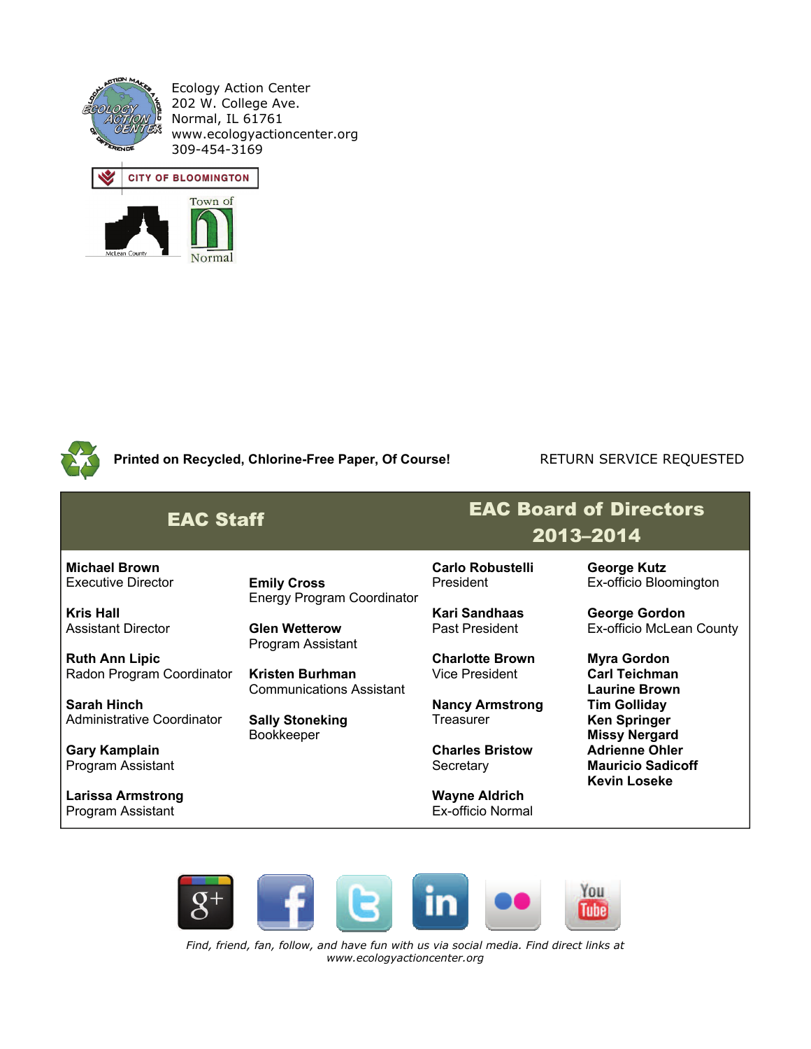Ecology Action Center
202 W. College Ave.
Normal, IL 61761
www.ecologyactioncenter.org
309-454-3169

CITY OF BLOOMINGTON

McLean County

Town of Normal

**Printed on Recycled, Chlorine-Free Paper, Of Course!**

RETURN SERVICE REQUESTED

## EAC Staff

**Michael Brown**
Executive Director

**Kris Hall**
Assistant Director

**Ruth Ann Lipic**
Radon Program Coordinator

**Sarah Hinch**
Administrative Coordinator

**Gary Kamplain**
Program Assistant

**Larissa Armstrong**
Program Assistant

**Emily Cross**
Energy Program Coordinator

**Glen Wetterow**
Program Assistant

**Kristen Burhman**
Communications Assistant

**Sally Stoneking**
Bookkeeper

## EAC Board of Directors 2013–2014

**Carlo Robustelli**
President

**Kari Sandhaas**
Past President

**Charlotte Brown**
Vice President

**Nancy Armstrong**
Treasurer

**Charles Bristow**
Secretary

**Wayne Aldrich**
Ex-officio Normal

**George Kutz**
Ex-officio Bloomington

**George Gordon**
Ex-officio McLean County

**Myra Gordon**
**Carl Teichman**
**Laurine Brown**
**Tim Golliday**
**Ken Springer**
**Missy Nergard**
**Adrienne Ohler**
**Mauricio Sadicoff**
**Kevin Loseke**

*Find, friend, fan, follow, and have fun with us via social media. Find direct links at www.ecologyactioncenter.org*